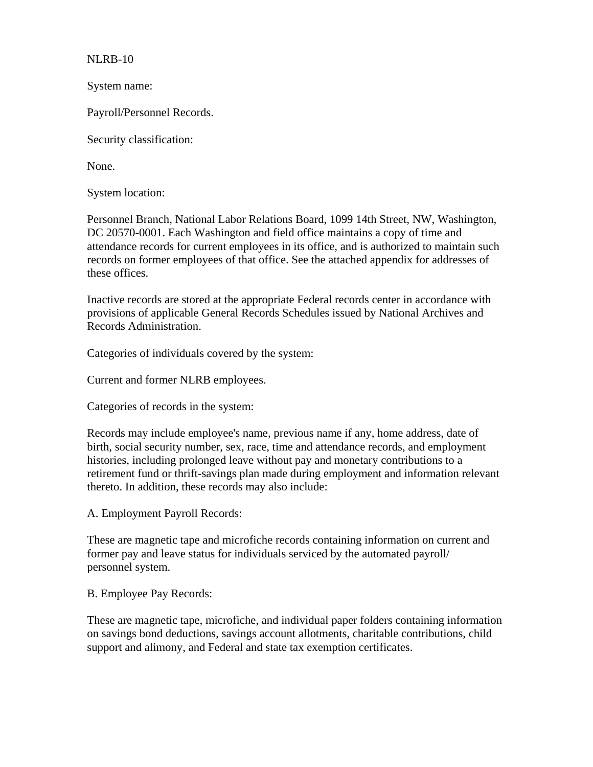NLRB-10

System name:

Payroll/Personnel Records.

Security classification:

None.

System location:

Personnel Branch, National Labor Relations Board, 1099 14th Street, NW, Washington, DC 20570-0001. Each Washington and field office maintains a copy of time and attendance records for current employees in its office, and is authorized to maintain such records on former employees of that office. See the attached appendix for addresses of these offices.

Inactive records are stored at the appropriate Federal records center in accordance with provisions of applicable General Records Schedules issued by National Archives and Records Administration.

Categories of individuals covered by the system:

Current and former NLRB employees.

Categories of records in the system:

Records may include employee's name, previous name if any, home address, date of birth, social security number, sex, race, time and attendance records, and employment histories, including prolonged leave without pay and monetary contributions to a retirement fund or thrift-savings plan made during employment and information relevant thereto. In addition, these records may also include:

A. Employment Payroll Records:

These are magnetic tape and microfiche records containing information on current and former pay and leave status for individuals serviced by the automated payroll/ personnel system.

B. Employee Pay Records:

These are magnetic tape, microfiche, and individual paper folders containing information on savings bond deductions, savings account allotments, charitable contributions, child support and alimony, and Federal and state tax exemption certificates.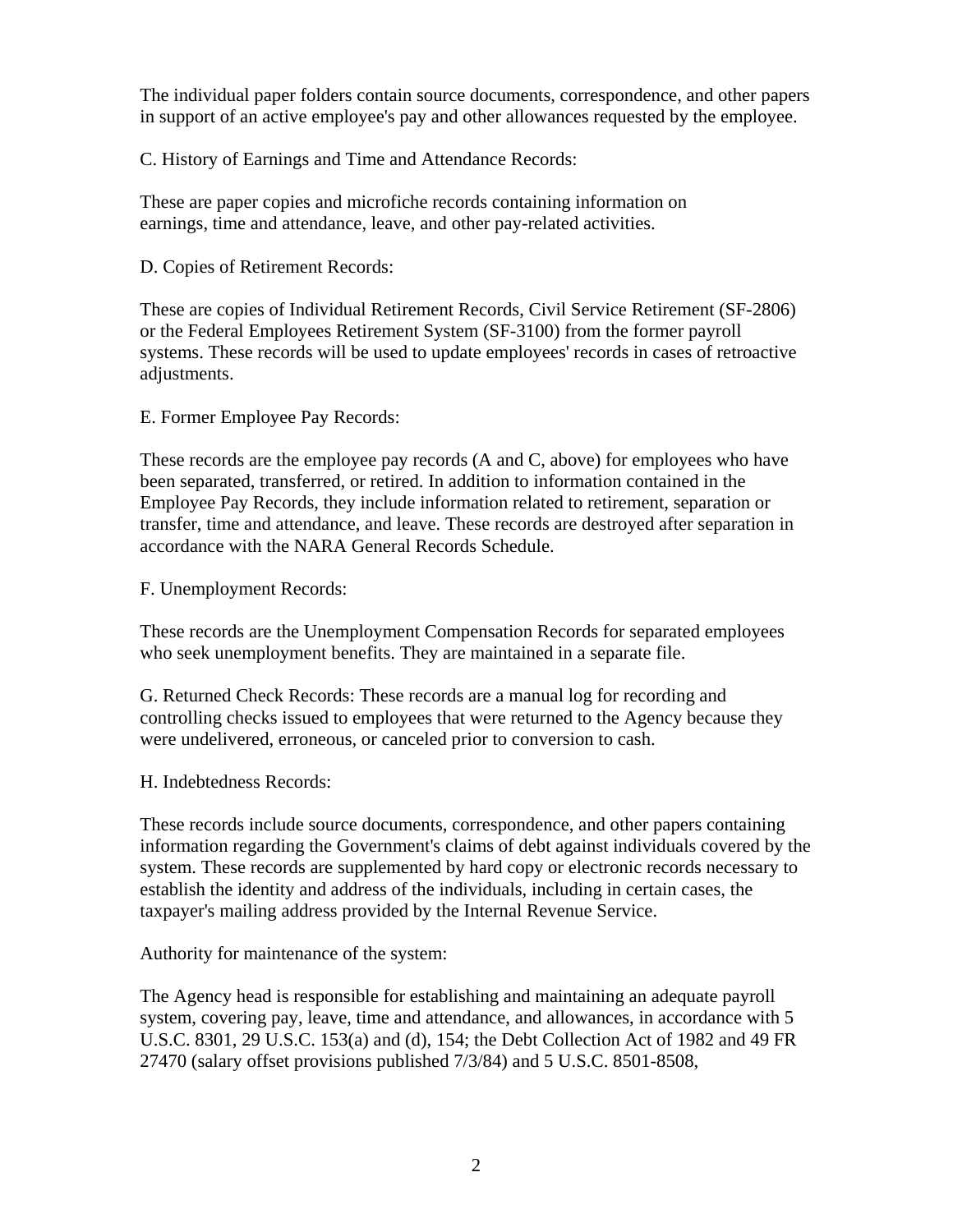The individual paper folders contain source documents, correspondence, and other papers in support of an active employee's pay and other allowances requested by the employee.

C. History of Earnings and Time and Attendance Records:

These are paper copies and microfiche records containing information on earnings, time and attendance, leave, and other pay-related activities.

D. Copies of Retirement Records:

These are copies of Individual Retirement Records, Civil Service Retirement (SF-2806) or the Federal Employees Retirement System (SF-3100) from the former payroll systems. These records will be used to update employees' records in cases of retroactive adjustments.

E. Former Employee Pay Records:

These records are the employee pay records (A and C, above) for employees who have been separated, transferred, or retired. In addition to information contained in the Employee Pay Records, they include information related to retirement, separation or transfer, time and attendance, and leave. These records are destroyed after separation in accordance with the NARA General Records Schedule.

F. Unemployment Records:

These records are the Unemployment Compensation Records for separated employees who seek unemployment benefits. They are maintained in a separate file.

G. Returned Check Records: These records are a manual log for recording and controlling checks issued to employees that were returned to the Agency because they were undelivered, erroneous, or canceled prior to conversion to cash.

H. Indebtedness Records:

These records include source documents, correspondence, and other papers containing information regarding the Government's claims of debt against individuals covered by the system. These records are supplemented by hard copy or electronic records necessary to establish the identity and address of the individuals, including in certain cases, the taxpayer's mailing address provided by the Internal Revenue Service.

Authority for maintenance of the system:

The Agency head is responsible for establishing and maintaining an adequate payroll system, covering pay, leave, time and attendance, and allowances, in accordance with 5 U.S.C. 8301, 29 U.S.C. 153(a) and (d), 154; the Debt Collection Act of 1982 and 49 FR 27470 (salary offset provisions published 7/3/84) and 5 U.S.C. 8501-8508,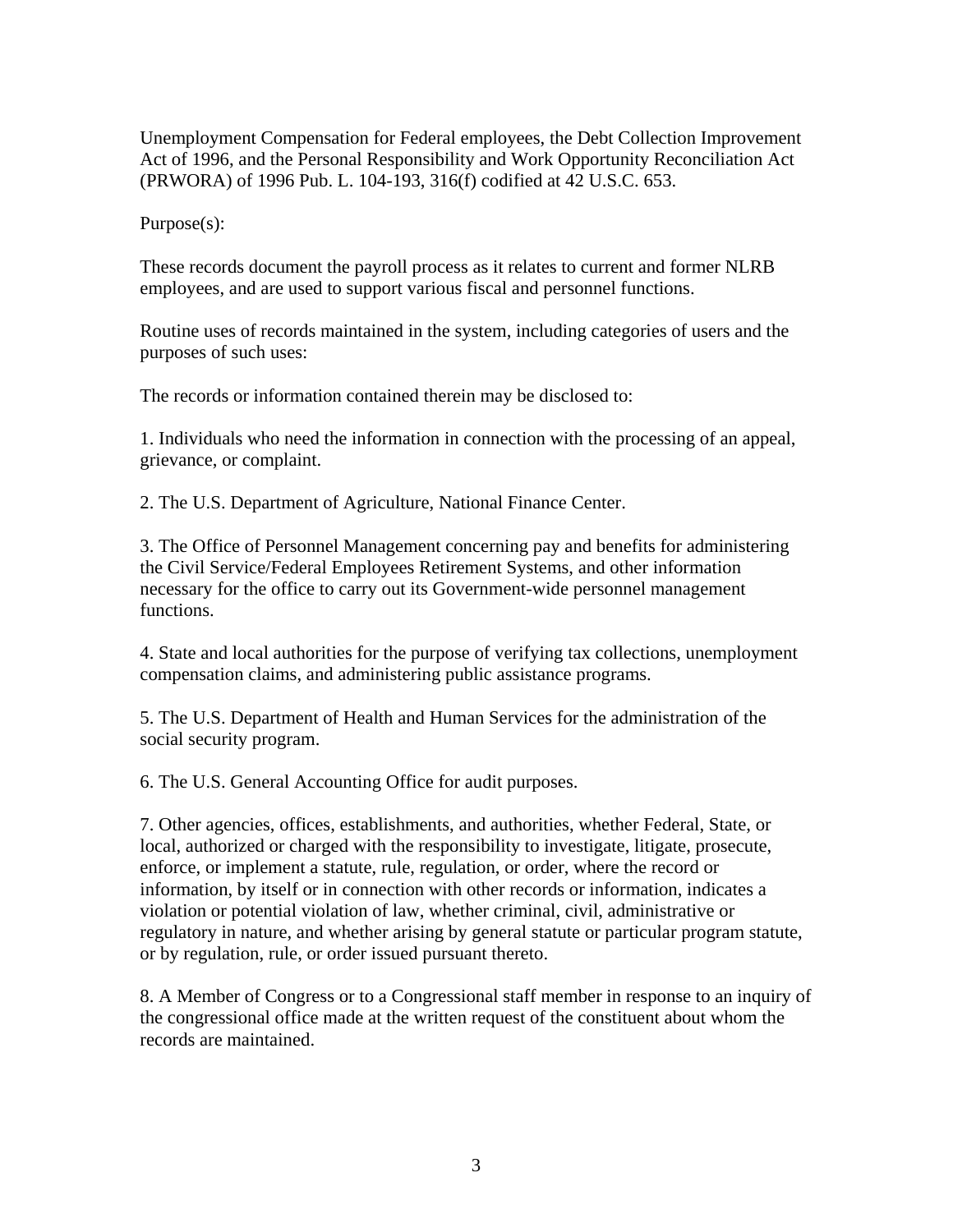Unemployment Compensation for Federal employees, the Debt Collection Improvement Act of 1996, and the Personal Responsibility and Work Opportunity Reconciliation Act (PRWORA) of 1996 Pub. L. 104-193, 316(f) codified at 42 U.S.C. 653.

Purpose(s):

These records document the payroll process as it relates to current and former NLRB employees, and are used to support various fiscal and personnel functions.

Routine uses of records maintained in the system, including categories of users and the purposes of such uses:

The records or information contained therein may be disclosed to:

1. Individuals who need the information in connection with the processing of an appeal, grievance, or complaint.

2. The U.S. Department of Agriculture, National Finance Center.

3. The Office of Personnel Management concerning pay and benefits for administering the Civil Service/Federal Employees Retirement Systems, and other information necessary for the office to carry out its Government-wide personnel management functions.

4. State and local authorities for the purpose of verifying tax collections, unemployment compensation claims, and administering public assistance programs.

5. The U.S. Department of Health and Human Services for the administration of the social security program.

6. The U.S. General Accounting Office for audit purposes.

7. Other agencies, offices, establishments, and authorities, whether Federal, State, or local, authorized or charged with the responsibility to investigate, litigate, prosecute, enforce, or implement a statute, rule, regulation, or order, where the record or information, by itself or in connection with other records or information, indicates a violation or potential violation of law, whether criminal, civil, administrative or regulatory in nature, and whether arising by general statute or particular program statute, or by regulation, rule, or order issued pursuant thereto.

8. A Member of Congress or to a Congressional staff member in response to an inquiry of the congressional office made at the written request of the constituent about whom the records are maintained.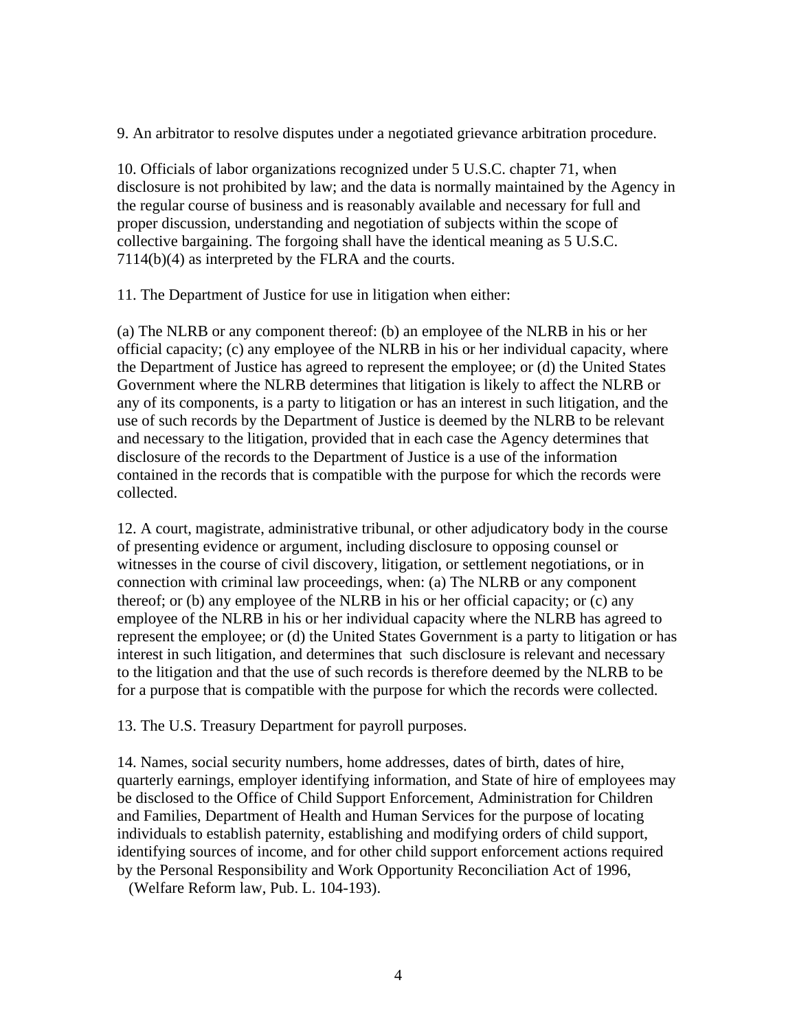9. An arbitrator to resolve disputes under a negotiated grievance arbitration procedure.

10. Officials of labor organizations recognized under 5 U.S.C. chapter 71, when disclosure is not prohibited by law; and the data is normally maintained by the Agency in the regular course of business and is reasonably available and necessary for full and proper discussion, understanding and negotiation of subjects within the scope of collective bargaining. The forgoing shall have the identical meaning as 5 U.S.C. 7114(b)(4) as interpreted by the FLRA and the courts.

11. The Department of Justice for use in litigation when either:

(a) The NLRB or any component thereof: (b) an employee of the NLRB in his or her official capacity; (c) any employee of the NLRB in his or her individual capacity, where the Department of Justice has agreed to represent the employee; or (d) the United States Government where the NLRB determines that litigation is likely to affect the NLRB or any of its components, is a party to litigation or has an interest in such litigation, and the use of such records by the Department of Justice is deemed by the NLRB to be relevant and necessary to the litigation, provided that in each case the Agency determines that disclosure of the records to the Department of Justice is a use of the information contained in the records that is compatible with the purpose for which the records were collected.

12. A court, magistrate, administrative tribunal, or other adjudicatory body in the course of presenting evidence or argument, including disclosure to opposing counsel or witnesses in the course of civil discovery, litigation, or settlement negotiations, or in connection with criminal law proceedings, when: (a) The NLRB or any component thereof; or (b) any employee of the NLRB in his or her official capacity; or (c) any employee of the NLRB in his or her individual capacity where the NLRB has agreed to represent the employee; or (d) the United States Government is a party to litigation or has interest in such litigation, and determines that such disclosure is relevant and necessary to the litigation and that the use of such records is therefore deemed by the NLRB to be for a purpose that is compatible with the purpose for which the records were collected.

13. The U.S. Treasury Department for payroll purposes.

14. Names, social security numbers, home addresses, dates of birth, dates of hire, quarterly earnings, employer identifying information, and State of hire of employees may be disclosed to the Office of Child Support Enforcement, Administration for Children and Families, Department of Health and Human Services for the purpose of locating individuals to establish paternity, establishing and modifying orders of child support, identifying sources of income, and for other child support enforcement actions required by the Personal Responsibility and Work Opportunity Reconciliation Act of 1996, (Welfare Reform law, Pub. L. 104-193).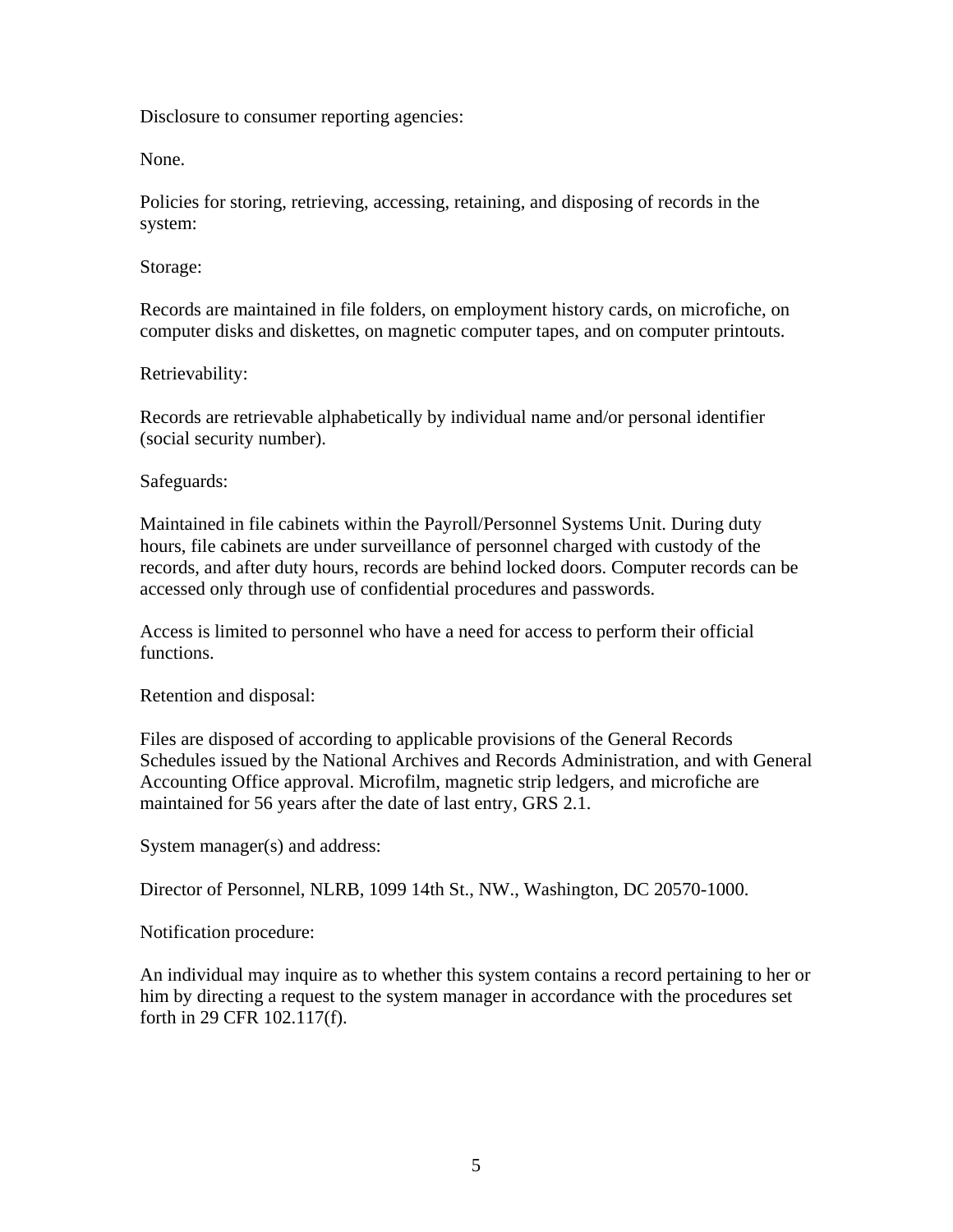Disclosure to consumer reporting agencies:

None.

Policies for storing, retrieving, accessing, retaining, and disposing of records in the system:

Storage:

Records are maintained in file folders, on employment history cards, on microfiche, on computer disks and diskettes, on magnetic computer tapes, and on computer printouts.

Retrievability:

Records are retrievable alphabetically by individual name and/or personal identifier (social security number).

Safeguards:

Maintained in file cabinets within the Payroll/Personnel Systems Unit. During duty hours, file cabinets are under surveillance of personnel charged with custody of the records, and after duty hours, records are behind locked doors. Computer records can be accessed only through use of confidential procedures and passwords.

Access is limited to personnel who have a need for access to perform their official functions.

Retention and disposal:

Files are disposed of according to applicable provisions of the General Records Schedules issued by the National Archives and Records Administration, and with General Accounting Office approval. Microfilm, magnetic strip ledgers, and microfiche are maintained for 56 years after the date of last entry, GRS 2.1.

System manager(s) and address:

Director of Personnel, NLRB, 1099 14th St., NW., Washington, DC 20570-1000.

Notification procedure:

An individual may inquire as to whether this system contains a record pertaining to her or him by directing a request to the system manager in accordance with the procedures set forth in 29 CFR 102.117(f).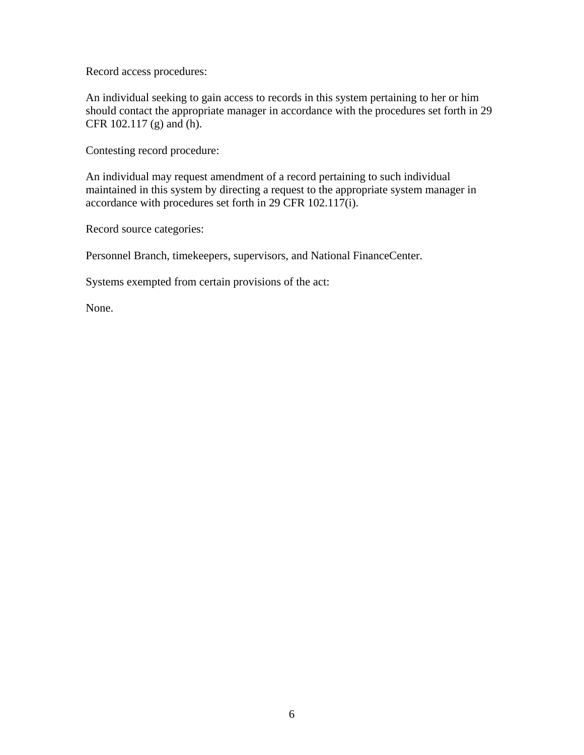Record access procedures:

An individual seeking to gain access to records in this system pertaining to her or him should contact the appropriate manager in accordance with the procedures set forth in 29 CFR 102.117 (g) and (h).

Contesting record procedure:

An individual may request amendment of a record pertaining to such individual maintained in this system by directing a request to the appropriate system manager in accordance with procedures set forth in 29 CFR 102.117(i).

Record source categories:

Personnel Branch, timekeepers, supervisors, and National FinanceCenter.

Systems exempted from certain provisions of the act:

None.